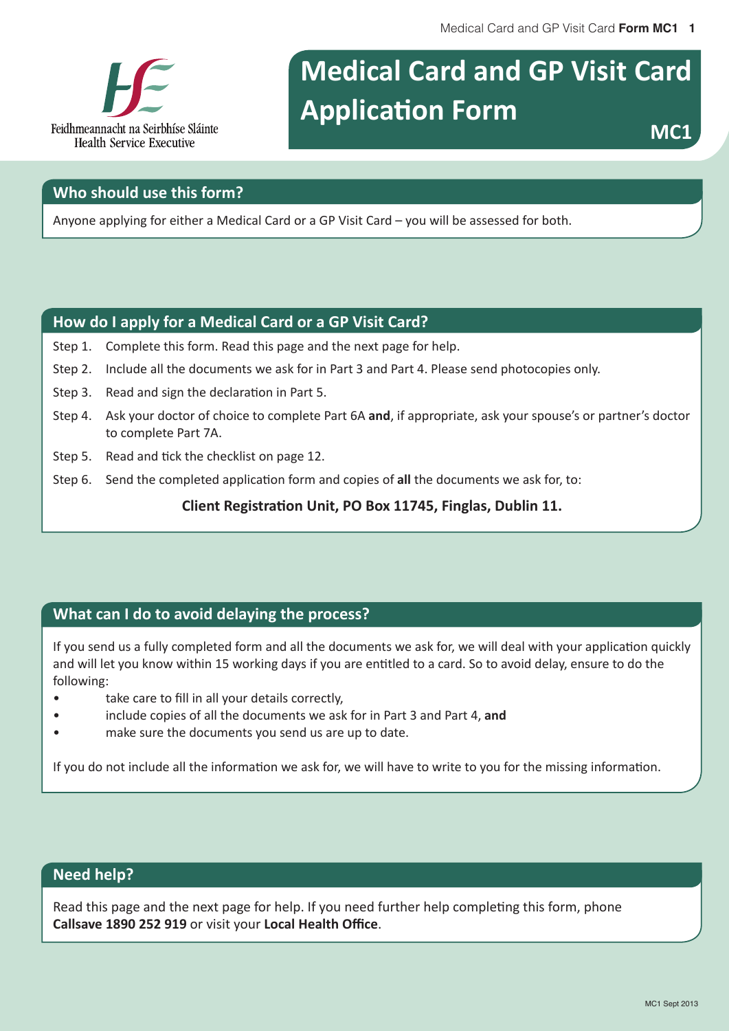Feidhmeannacht na Seirbhíse Sláinte
Health Service Executive

# Medical Card and GP Visit Card Application Form

**MC1**

## Who should use this form?

Anyone applying for either a Medical Card or a GP Visit Card – you will be assessed for both.

## How do I apply for a Medical Card or a GP Visit Card?

Step 1. Complete this form. Read this page and the next page for help.

Step 2. Include all the documents we ask for in Part 3 and Part 4. Please send photocopies only.

Step 3. Read and sign the declaration in Part 5.

Step 4. Ask your doctor of choice to complete Part 6A **and**, if appropriate, ask your spouse's or partner's doctor to complete Part 7A.

Step 5. Read and tick the checklist on page 12.

Step 6. Send the completed application form and copies of **all** the documents we ask for, to:

**Client Registration Unit, PO Box 11745, Finglas, Dublin 11.**

## What can I do to avoid delaying the process?

If you send us a fully completed form and all the documents we ask for, we will deal with your application quickly and will let you know within 15 working days if you are entitled to a card. So to avoid delay, ensure to do the following:

- take care to fill in all your details correctly,
- include copies of all the documents we ask for in Part 3 and Part 4, **and**
- make sure the documents you send us are up to date.

If you do not include all the information we ask for, we will have to write to you for the missing information.

## Need help?

Read this page and the next page for help. If you need further help completing this form, phone **Callsave 1890 252 919** or visit your **Local Health Office**.

MC1 Sept 2013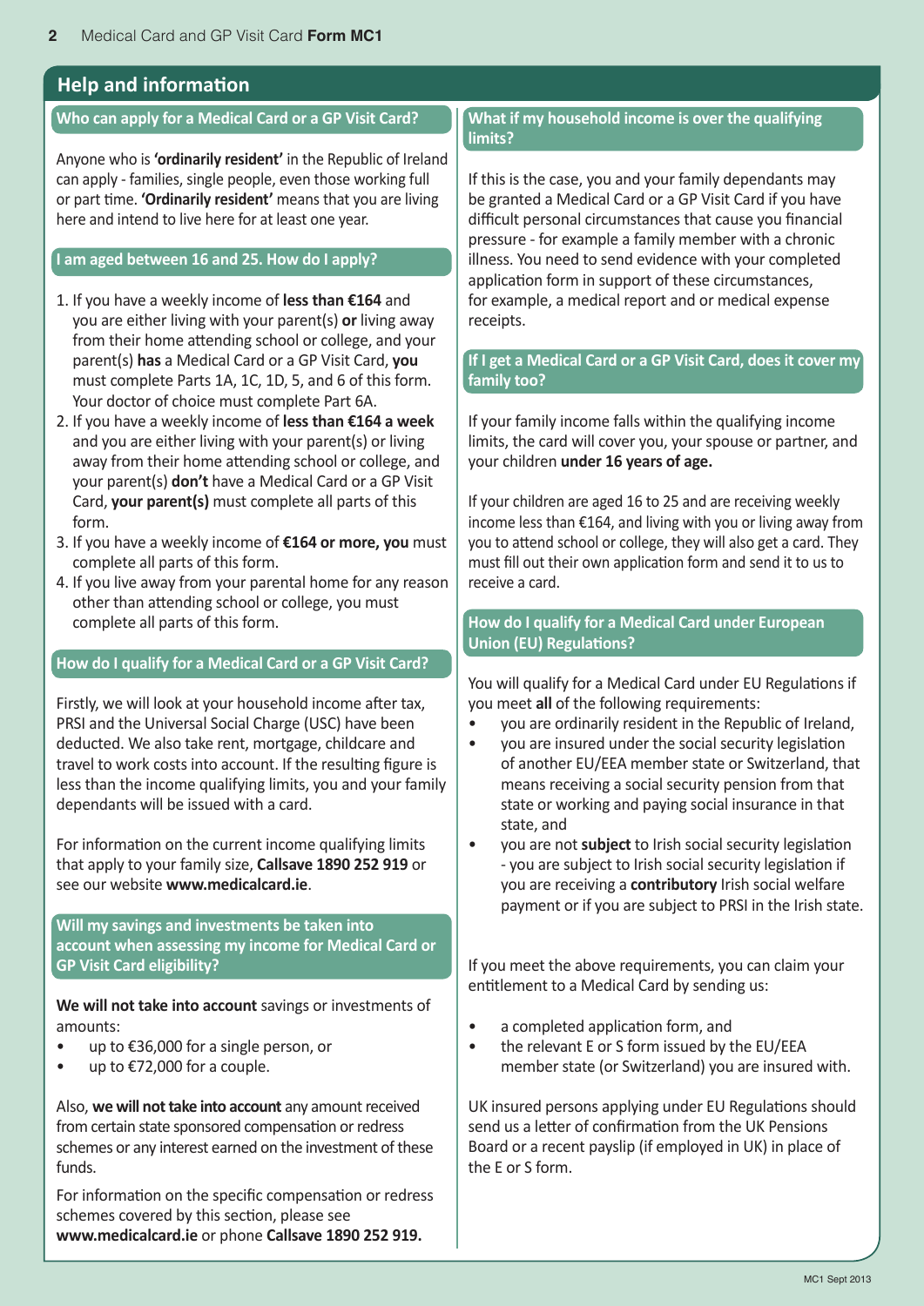## Help and information

### Who can apply for a Medical Card or a GP Visit Card?

Anyone who is **'ordinarily resident'** in the Republic of Ireland can apply - families, single people, even those working full or part time. **'Ordinarily resident'** means that you are living here and intend to live here for at least one year.

### I am aged between 16 and 25. How do I apply?

1. If you have a weekly income of **less than €164** and you are either living with your parent(s) **or** living away from their home attending school or college, and your parent(s) **has** a Medical Card or a GP Visit Card, **you** must complete Parts 1A, 1C, 1D, 5, and 6 of this form. Your doctor of choice must complete Part 6A.
2. If you have a weekly income of **less than €164 a week** and you are either living with your parent(s) or living away from their home attending school or college, and your parent(s) **don't** have a Medical Card or a GP Visit Card, **your parent(s)** must complete all parts of this form.
3. If you have a weekly income of **€164 or more, you** must complete all parts of this form.
4. If you live away from your parental home for any reason other than attending school or college, you must complete all parts of this form.

### How do I qualify for a Medical Card or a GP Visit Card?

Firstly, we will look at your household income after tax, PRSI and the Universal Social Charge (USC) have been deducted. We also take rent, mortgage, childcare and travel to work costs into account. If the resulting figure is less than the income qualifying limits, you and your family dependants will be issued with a card.

For information on the current income qualifying limits that apply to your family size, **Callsave 1890 252 919** or see our website **www.medicalcard.ie**.

### Will my savings and investments be taken into account when assessing my income for Medical Card or GP Visit Card eligibility?

**We will not take into account** savings or investments of amounts:

- up to €36,000 for a single person, or
- up to €72,000 for a couple.

Also, **we will not take into account** any amount received from certain state sponsored compensation or redress schemes or any interest earned on the investment of these funds.

For information on the specific compensation or redress schemes covered by this section, please see **www.medicalcard.ie** or phone **Callsave 1890 252 919.**

### What if my household income is over the qualifying limits?

If this is the case, you and your family dependants may be granted a Medical Card or a GP Visit Card if you have difficult personal circumstances that cause you financial pressure - for example a family member with a chronic illness. You need to send evidence with your completed application form in support of these circumstances, for example, a medical report and or medical expense receipts.

### If I get a Medical Card or a GP Visit Card, does it cover my family too?

If your family income falls within the qualifying income limits, the card will cover you, your spouse or partner, and your children **under 16 years of age.**

If your children are aged 16 to 25 and are receiving weekly income less than €164, and living with you or living away from you to attend school or college, they will also get a card. They must fill out their own application form and send it to us to receive a card.

### How do I qualify for a Medical Card under European Union (EU) Regulations?

You will qualify for a Medical Card under EU Regulations if you meet **all** of the following requirements:

- you are ordinarily resident in the Republic of Ireland,
- you are insured under the social security legislation of another EU/EEA member state or Switzerland, that means receiving a social security pension from that state or working and paying social insurance in that state, and
- you are not **subject** to Irish social security legislation - you are subject to Irish social security legislation if you are receiving a **contributory** Irish social welfare payment or if you are subject to PRSI in the Irish state.

If you meet the above requirements, you can claim your entitlement to a Medical Card by sending us:

- a completed application form, and
- the relevant E or S form issued by the EU/EEA member state (or Switzerland) you are insured with.

UK insured persons applying under EU Regulations should send us a letter of confirmation from the UK Pensions Board or a recent payslip (if employed in UK) in place of the E or S form.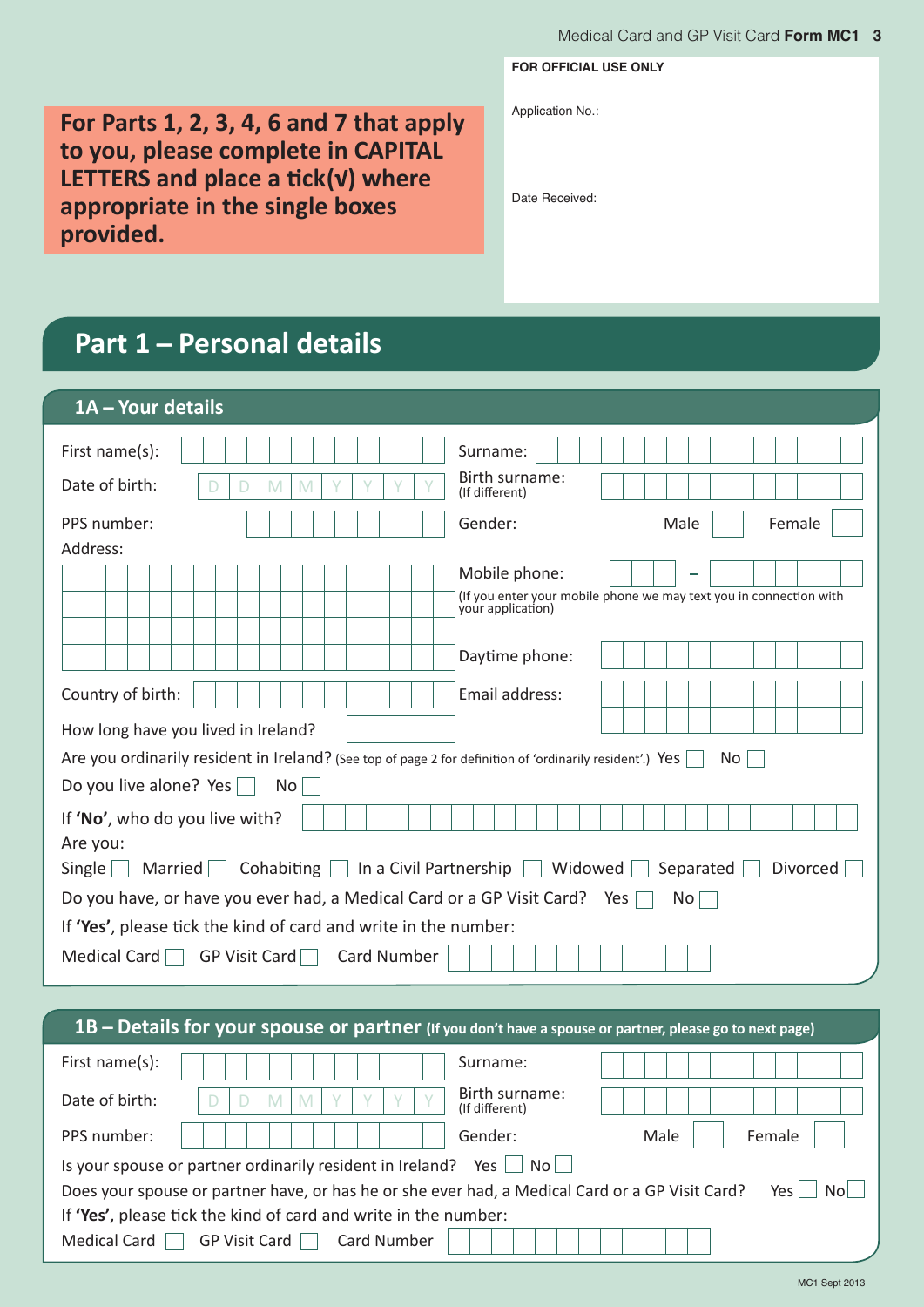**For Parts 1, 2, 3, 4, 6 and 7 that apply to you, please complete in CAPITAL LETTERS and place a tick(√) where appropriate in the single boxes provided.**

**FOR OFFICIAL USE ONLY**

Application No.:

Date Received:

# Part 1 – Personal details

## 1A – Your details

First name(s): ☐☐☐☐☐☐☐☐☐☐☐☐

Surname: ☐☐☐☐☐☐☐☐☐☐☐☐☐☐☐

Date of birth: D D M M Y Y Y Y

Birth surname: (If different)

PPS number:

Gender: Male ☐ Female ☐

Address:

Mobile phone: ☐☐☐ – ☐☐☐☐☐☐☐

(If you enter your mobile phone we may text you in connection with your application)

Daytime phone:

Country of birth:

Email address:

How long have you lived in Ireland?

Are you ordinarily resident in Ireland? (See top of page 2 for definition of 'ordinarily resident'.) Yes ☐ No ☐

Do you live alone? Yes ☐ No ☐

If **'No'**, who do you live with?

Are you:

Single ☐ Married ☐ Cohabiting ☐ In a Civil Partnership ☐ Widowed ☐ Separated ☐ Divorced ☐

Do you have, or have you ever had, a Medical Card or a GP Visit Card? Yes ☐ No ☐

If **'Yes'**, please tick the kind of card and write in the number:

Medical Card ☐ GP Visit Card ☐ Card Number

## 1B – Details for your spouse or partner (If you don't have a spouse or partner, please go to next page)

First name(s):

Surname:

Date of birth: D D M M Y Y Y Y

Birth surname: (If different)

PPS number:

Gender: Male ☐ Female ☐

Is your spouse or partner ordinarily resident in Ireland? Yes ☐ No ☐

Does your spouse or partner have, or has he or she ever had, a Medical Card or a GP Visit Card? Yes ☐ No ☐

If **'Yes'**, please tick the kind of card and write in the number:

Medical Card ☐ GP Visit Card ☐ Card Number

MC1 Sept 2013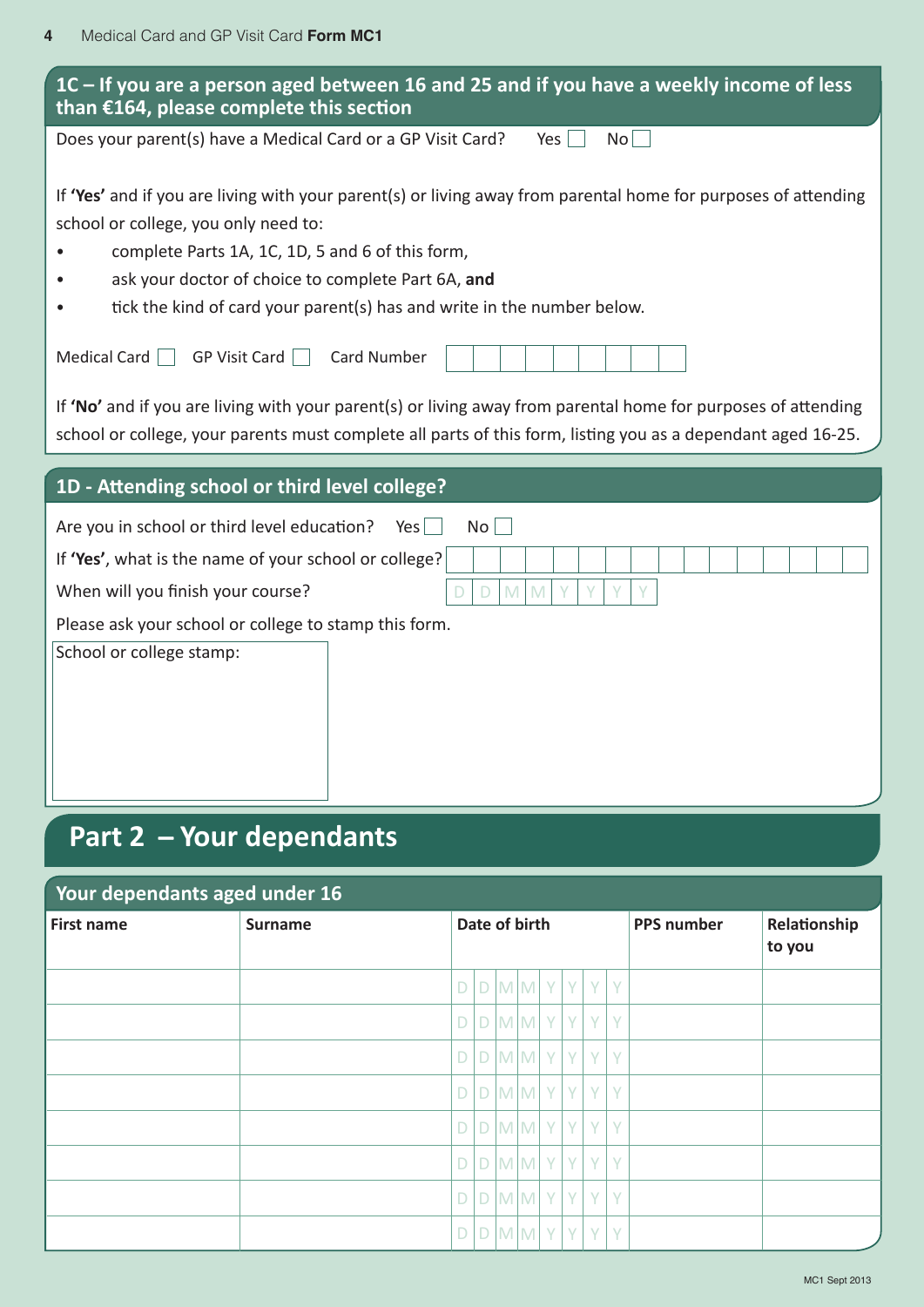## 1C – If you are a person aged between 16 and 25 and if you have a weekly income of less than €164, please complete this section

Does your parent(s) have a Medical Card or a GP Visit Card? Yes ☐ No ☐

If **'Yes'** and if you are living with your parent(s) or living away from parental home for purposes of attending school or college, you only need to:

- complete Parts 1A, 1C, 1D, 5 and 6 of this form,
- ask your doctor of choice to complete Part 6A, **and**
- tick the kind of card your parent(s) has and write in the number below.

Medical Card ☐ GP Visit Card ☐ Card Number

If **'No'** and if you are living with your parent(s) or living away from parental home for purposes of attending school or college, your parents must complete all parts of this form, listing you as a dependant aged 16-25.

## 1D - Attending school or third level college?

Are you in school or third level education? Yes ☐ No ☐

If **'Yes'**, what is the name of your school or college?

When will you finish your course? DD MM YYYY

Please ask your school or college to stamp this form.

School or college stamp:

# Part 2 – Your dependants

## Your dependants aged under 16

| First name | Surname | Date of birth | PPS number | Relationship to you |
|---|---|---|---|---|
| | | DDMMYYYY | | |
| | | DDMMYYYY | | |
| | | DDMMYYYY | | |
| | | DDMMYYYY | | |
| | | DDMMYYYY | | |
| | | DDMMYYYY | | |
| | | DDMMYYYY | | |
| | | DDMMYYYY | | |

MC1 Sept 2013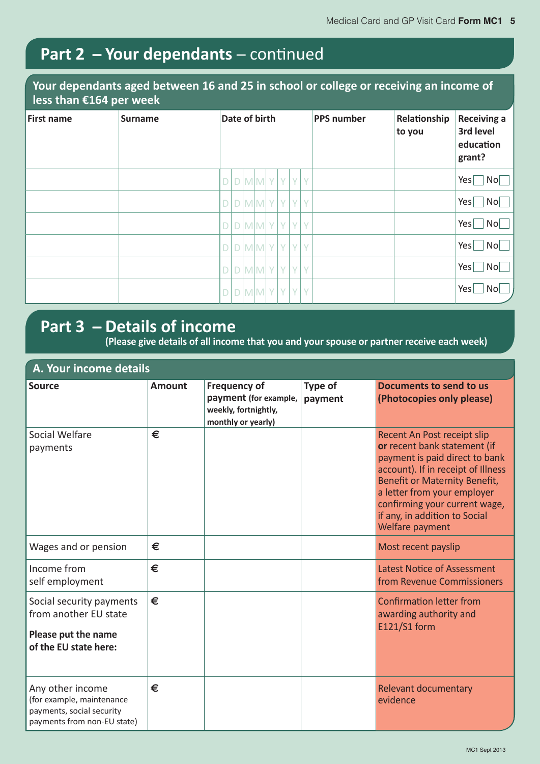## Part 2 – Your dependants – continued

### Your dependants aged between 16 and 25 in school or college or receiving an income of less than €164 per week

| First name | Surname | Date of birth | PPS number | Relationship to you | Receiving a 3rd level education grant? |
|---|---|---|---|---|---|
| | | D D M M Y Y Y Y | | | Yes ☐ No ☐ |
| | | D D M M Y Y Y Y | | | Yes ☐ No ☐ |
| | | D D M M Y Y Y Y | | | Yes ☐ No ☐ |
| | | D D M M Y Y Y Y | | | Yes ☐ No ☐ |
| | | D D M M Y Y Y Y | | | Yes ☐ No ☐ |
| | | D D M M Y Y Y Y | | | Yes ☐ No ☐ |

## Part 3 – Details of income

**(Please give details of all income that you and your spouse or partner receive each week)**

### A. Your income details

| Source | Amount | Frequency of payment (for example, weekly, fortnightly, monthly or yearly) | Type of payment | Documents to send to us (Photocopies only please) |
|---|---|---|---|---|
| Social Welfare payments | € | | | Recent An Post receipt slip **or** recent bank statement (if payment is paid direct to bank account). If in receipt of Illness Benefit or Maternity Benefit, a letter from your employer confirming your current wage, if any, in addition to Social Welfare payment |
| Wages and or pension | € | | | Most recent payslip |
| Income from self employment | € | | | Latest Notice of Assessment from Revenue Commissioners |
| Social security payments from another EU state **Please put the name of the EU state here:** | € | | | Confirmation letter from awarding authority and E121/S1 form |
| Any other income (for example, maintenance payments, social security payments from non-EU state) | € | | | Relevant documentary evidence |

MC1 Sept 2013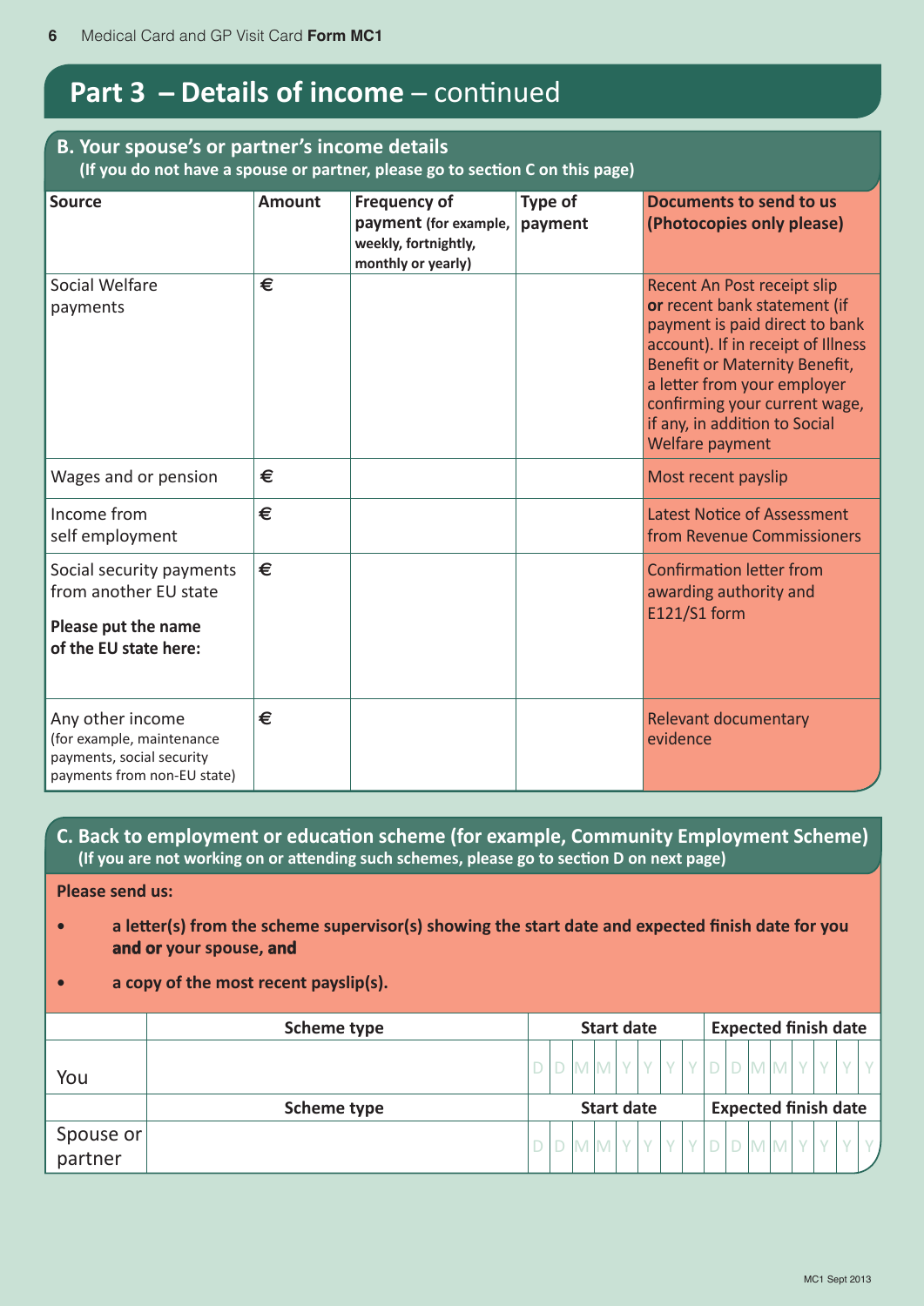## Part 3 – Details of income – continued

### B. Your spouse's or partner's income details

**(If you do not have a spouse or partner, please go to section C on this page)**

| Source | Amount | Frequency of payment (for example, weekly, fortnightly, monthly or yearly) | Type of payment | Documents to send to us (Photocopies only please) |
|---|---|---|---|---|
| Social Welfare payments | € | | | Recent An Post receipt slip **or** recent bank statement (if payment is paid direct to bank account). If in receipt of Illness Benefit or Maternity Benefit, a letter from your employer confirming your current wage, if any, in addition to Social Welfare payment |
| Wages and or pension | € | | | Most recent payslip |
| Income from self employment | € | | | Latest Notice of Assessment from Revenue Commissioners |
| Social security payments from another EU state<br>**Please put the name of the EU state here:** | € | | | Confirmation letter from awarding authority and E121/S1 form |
| Any other income (for example, maintenance payments, social security payments from non-EU state) | € | | | Relevant documentary evidence |

### C. Back to employment or education scheme (for example, Community Employment Scheme)

**(If you are not working on or attending such schemes, please go to section D on next page)**

**Please send us:**

- **a letter(s) from the scheme supervisor(s) showing the start date and expected finish date for you and or your spouse, and**
- **a copy of the most recent payslip(s).**

| | Scheme type | Start date | Expected finish date |
|---|---|---|---|
| You | | DDMMYYYY | DDMMYYYY |
| | **Scheme type** | **Start date** | **Expected finish date** |
| Spouse or partner | | DDMMYYYY | DDMMYYYY |

MC1 Sept 2013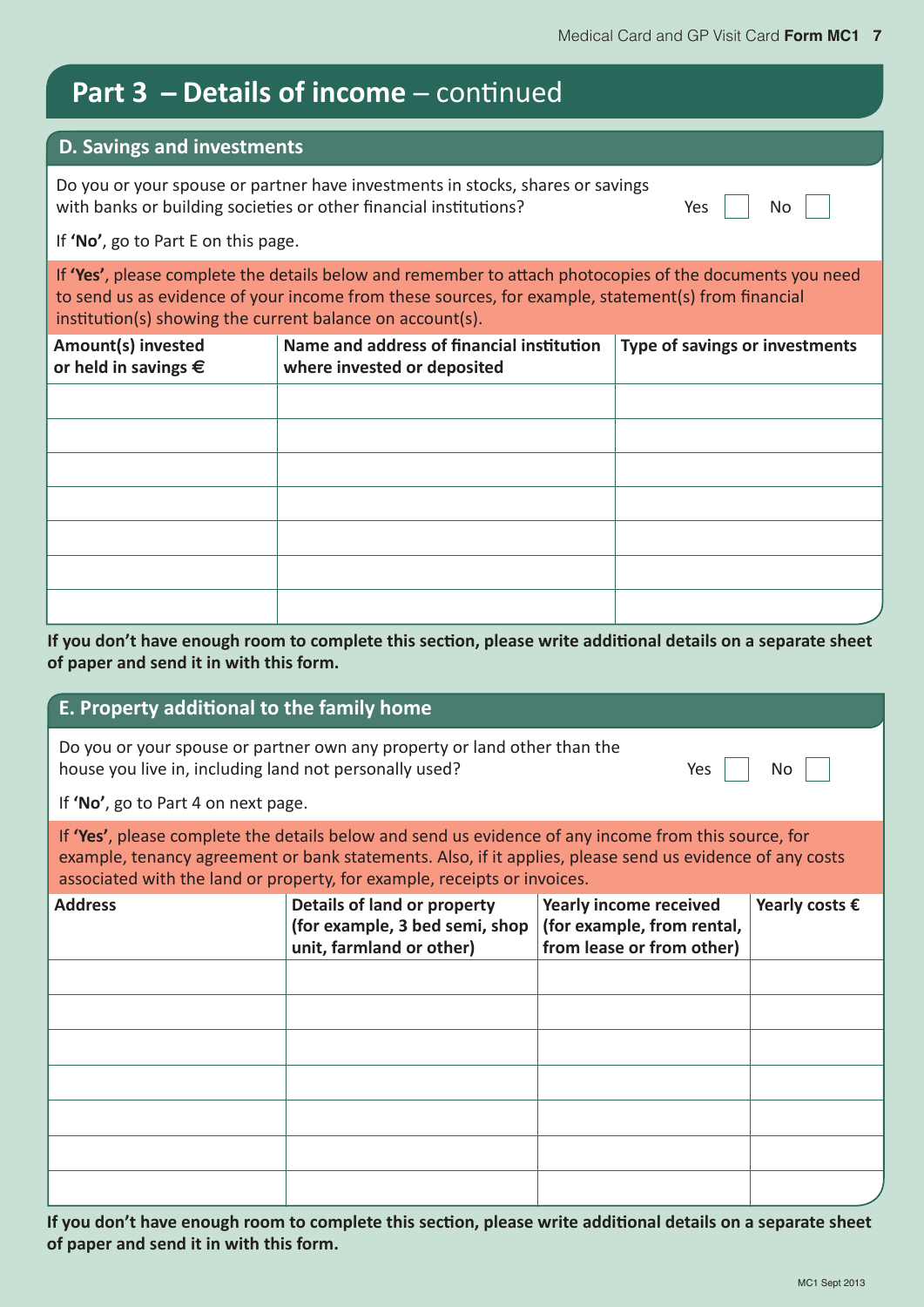# Part 3 – Details of income – continued

## D. Savings and investments

Do you or your spouse or partner have investments in stocks, shares or savings with banks or building societies or other financial institutions? Yes ☐ No ☐

If **'No'**, go to Part E on this page.

If **'Yes'**, please complete the details below and remember to attach photocopies of the documents you need to send us as evidence of your income from these sources, for example, statement(s) from financial institution(s) showing the current balance on account(s).

| Amount(s) invested or held in savings € | Name and address of financial institution where invested or deposited | Type of savings or investments |
|---|---|---|
| | | |
| | | |
| | | |
| | | |
| | | |
| | | |
| | | |

**If you don't have enough room to complete this section, please write additional details on a separate sheet of paper and send it in with this form.**

## E. Property additional to the family home

Do you or your spouse or partner own any property or land other than the house you live in, including land not personally used? Yes ☐ No ☐

If **'No'**, go to Part 4 on next page.

If **'Yes'**, please complete the details below and send us evidence of any income from this source, for example, tenancy agreement or bank statements. Also, if it applies, please send us evidence of any costs associated with the land or property, for example, receipts or invoices.

| Address | Details of land or property (for example, 3 bed semi, shop unit, farmland or other) | Yearly income received (for example, from rental, from lease or from other) | Yearly costs € |
|---|---|---|---|
| | | | |
| | | | |
| | | | |
| | | | |
| | | | |
| | | | |
| | | | |

**If you don't have enough room to complete this section, please write additional details on a separate sheet of paper and send it in with this form.**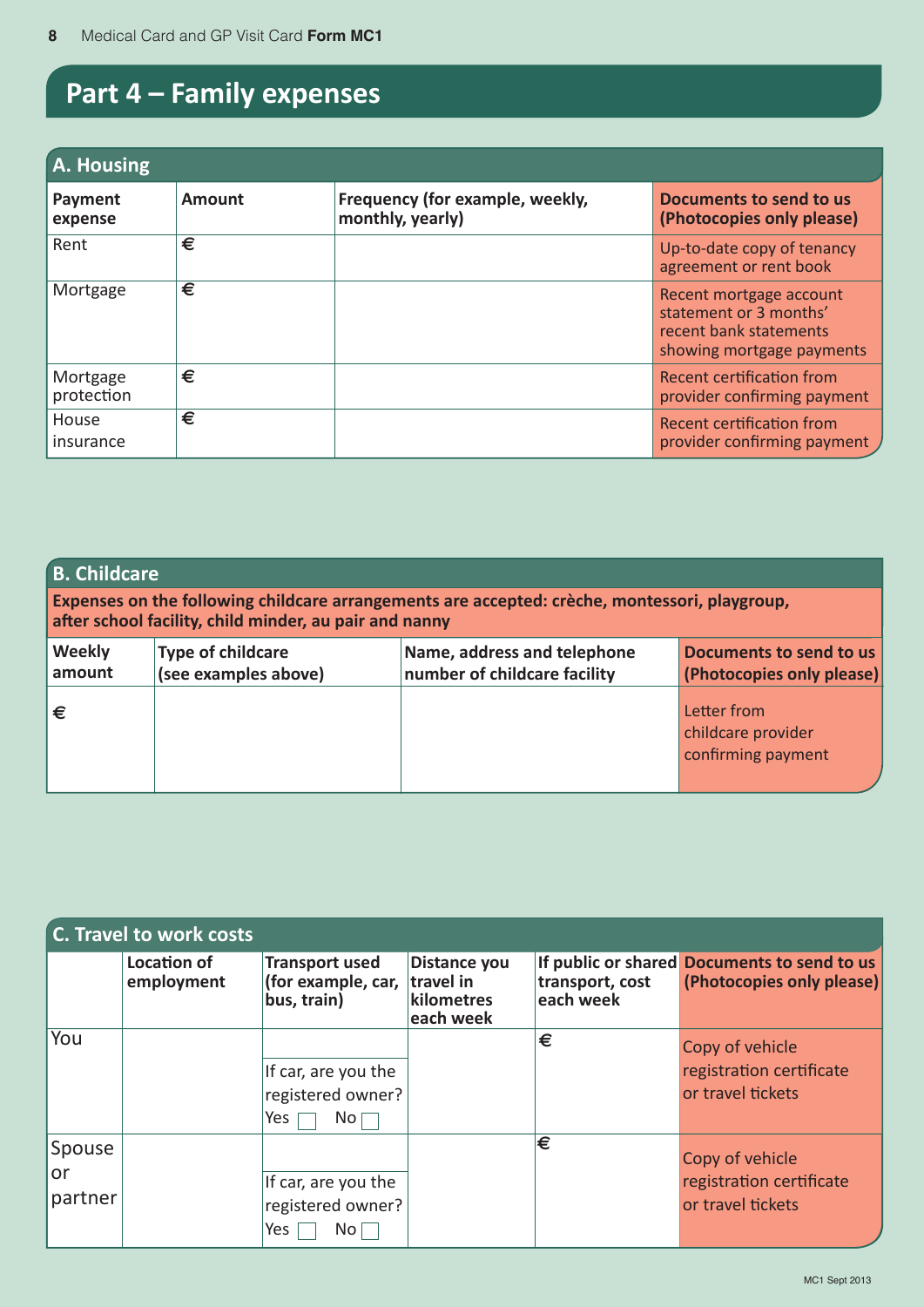# Part 4 – Family expenses

## A. Housing

| Payment expense | Amount | Frequency (for example, weekly, monthly, yearly) | Documents to send to us (Photocopies only please) |
|---|---|---|---|
| Rent | € | | Up-to-date copy of tenancy agreement or rent book |
| Mortgage | € | | Recent mortgage account statement or 3 months' recent bank statements showing mortgage payments |
| Mortgage protection | € | | Recent certification from provider confirming payment |
| House insurance | € | | Recent certification from provider confirming payment |

## B. Childcare

**Expenses on the following childcare arrangements are accepted: crèche, montessori, playgroup, after school facility, child minder, au pair and nanny**

| Weekly amount | Type of childcare (see examples above) | Name, address and telephone number of childcare facility | Documents to send to us (Photocopies only please) |
|---|---|---|---|
| € | | | Letter from childcare provider confirming payment |

## C. Travel to work costs

| | Location of employment | Transport used (for example, car, bus, train) | Distance you travel in kilometres each week | If public or shared transport, cost each week | Documents to send to us (Photocopies only please) |
|---|---|---|---|---|---|
| You | | If car, are you the registered owner? Yes ☐ No ☐ | | € | Copy of vehicle registration certificate or travel tickets |
| Spouse or partner | | If car, are you the registered owner? Yes ☐ No ☐ | | € | Copy of vehicle registration certificate or travel tickets |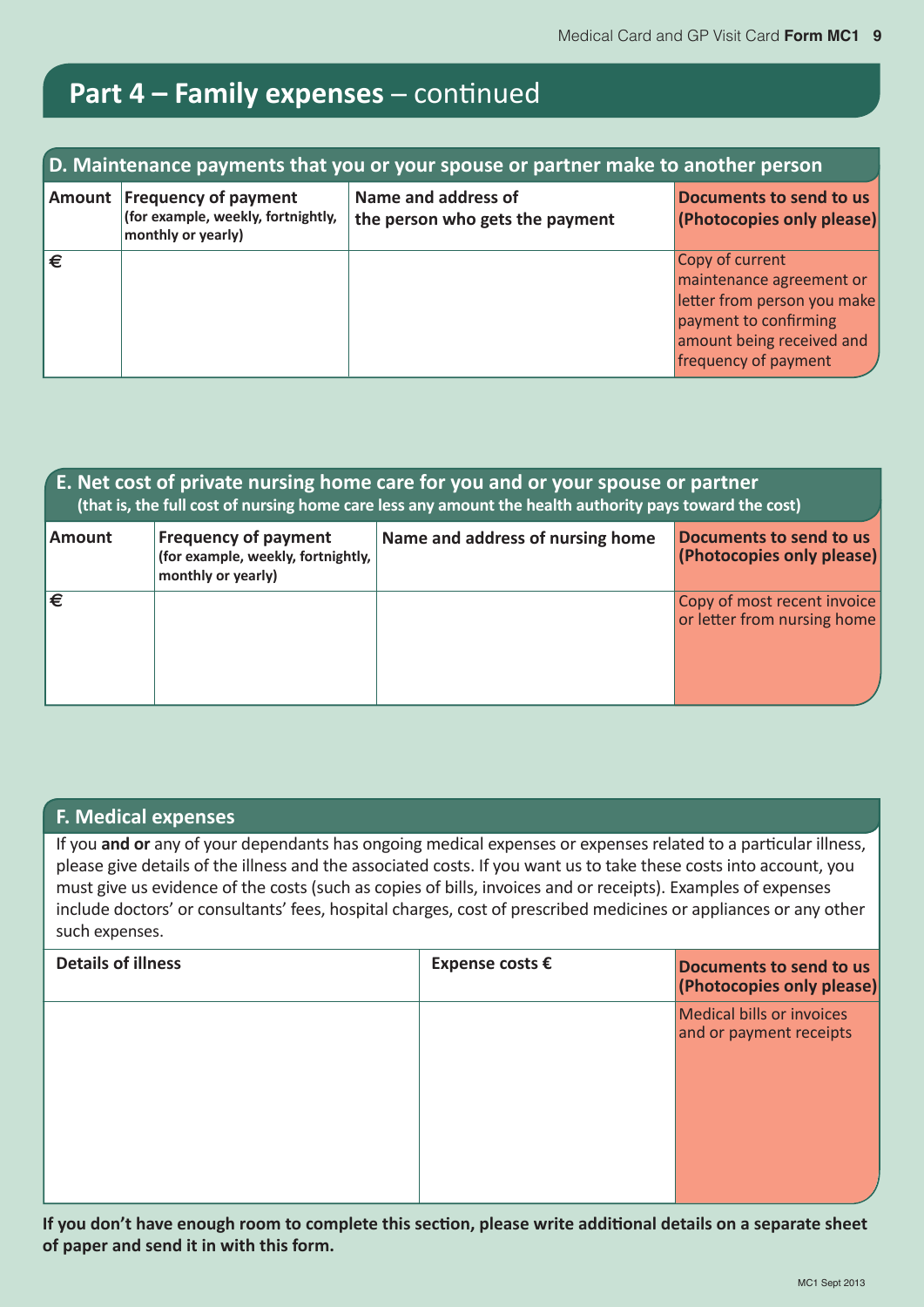## Part 4 – Family expenses – continued

### D. Maintenance payments that you or your spouse or partner make to another person

| Amount | Frequency of payment (for example, weekly, fortnightly, monthly or yearly) | Name and address of the person who gets the payment | Documents to send to us (Photocopies only please) |
|---|---|---|---|
| € | | | Copy of current maintenance agreement or letter from person you make payment to confirming amount being received and frequency of payment |

### E. Net cost of private nursing home care for you and or your spouse or partner

**(that is, the full cost of nursing home care less any amount the health authority pays toward the cost)**

| Amount | Frequency of payment (for example, weekly, fortnightly, monthly or yearly) | Name and address of nursing home | Documents to send to us (Photocopies only please) |
|---|---|---|---|
| € | | | Copy of most recent invoice or letter from nursing home |

### F. Medical expenses

If you **and or** any of your dependants has ongoing medical expenses or expenses related to a particular illness, please give details of the illness and the associated costs. If you want us to take these costs into account, you must give us evidence of the costs (such as copies of bills, invoices and or receipts). Examples of expenses include doctors' or consultants' fees, hospital charges, cost of prescribed medicines or appliances or any other such expenses.

| Details of illness | Expense costs € | Documents to send to us (Photocopies only please) |
|---|---|---|
| | | Medical bills or invoices and or payment receipts |

**If you don't have enough room to complete this section, please write additional details on a separate sheet of paper and send it in with this form.**

MC1 Sept 2013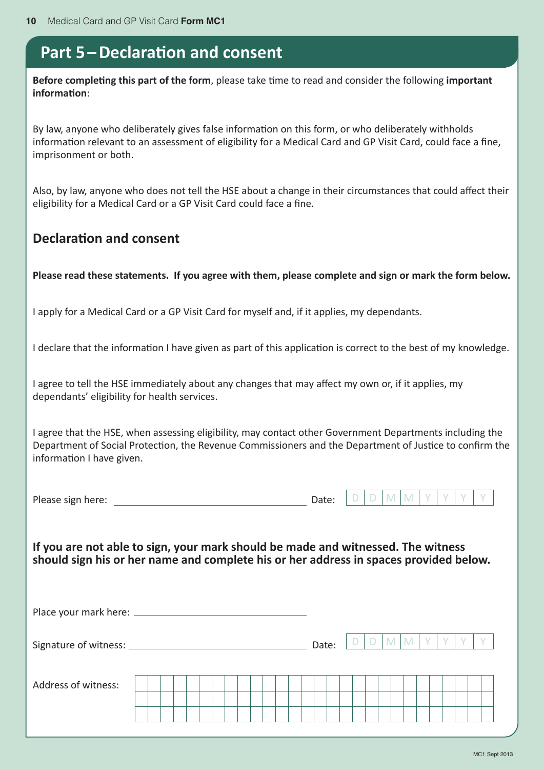# Part 5 – Declaration and consent

**Before completing this part of the form**, please take time to read and consider the following **important information**:

By law, anyone who deliberately gives false information on this form, or who deliberately withholds information relevant to an assessment of eligibility for a Medical Card and GP Visit Card, could face a fine, imprisonment or both.

Also, by law, anyone who does not tell the HSE about a change in their circumstances that could affect their eligibility for a Medical Card or a GP Visit Card could face a fine.

## Declaration and consent

**Please read these statements. If you agree with them, please complete and sign or mark the form below.**

I apply for a Medical Card or a GP Visit Card for myself and, if it applies, my dependants.

I declare that the information I have given as part of this application is correct to the best of my knowledge.

I agree to tell the HSE immediately about any changes that may affect my own or, if it applies, my dependants' eligibility for health services.

I agree that the HSE, when assessing eligibility, may contact other Government Departments including the Department of Social Protection, the Revenue Commissioners and the Department of Justice to confirm the information I have given.

Please sign here: ____________________ Date: D D M M Y Y Y Y

**If you are not able to sign, your mark should be made and witnessed. The witness should sign his or her name and complete his or her address in spaces provided below.**

Place your mark here: ____________________

Signature of witness: ____________________ Date: D D M M Y Y Y Y

Address of witness: ____________________

MC1 Sept 2013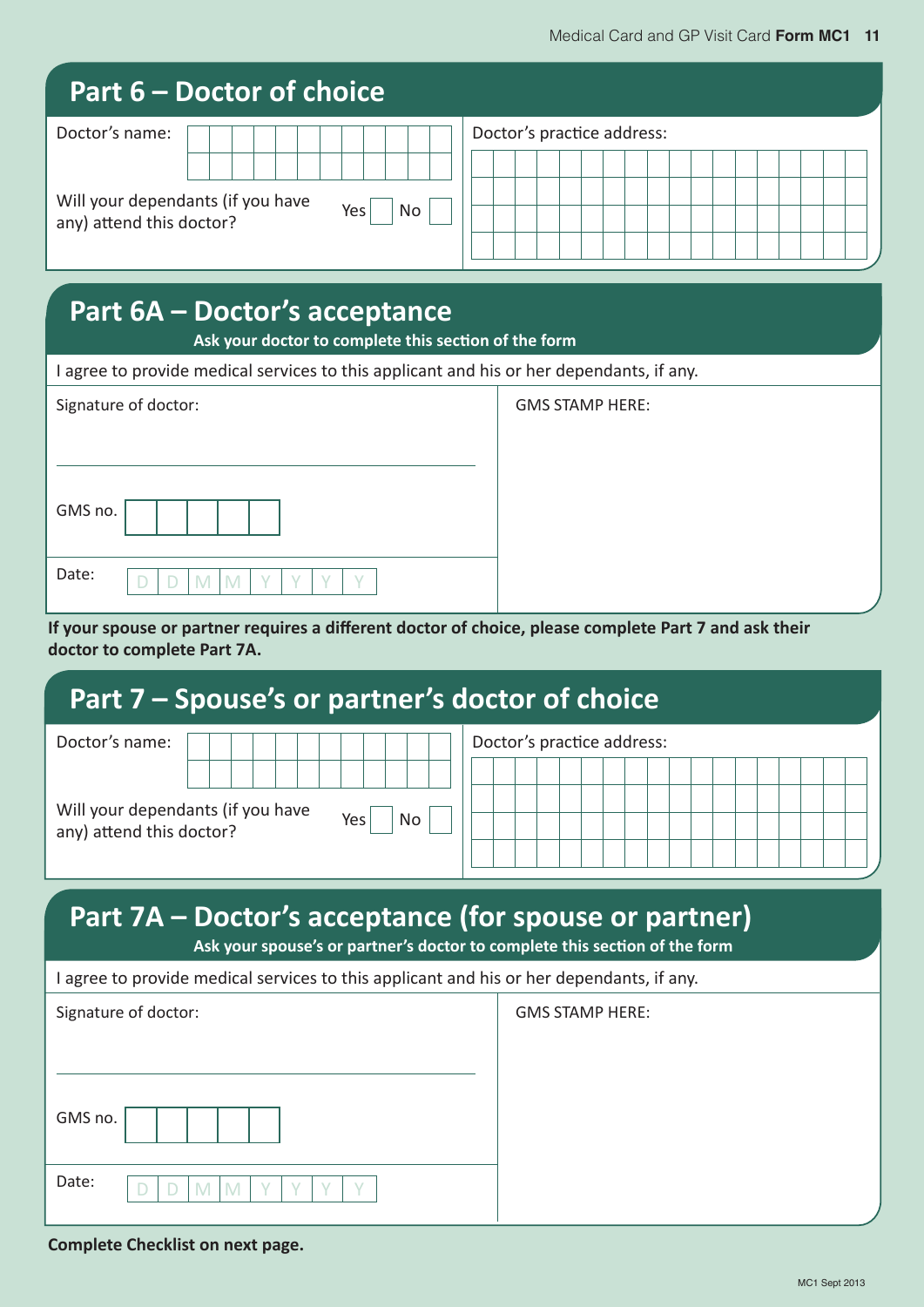## Part 6 – Doctor of choice

Doctor's name:

Will your dependants (if you have any) attend this doctor? Yes ☐ No ☐

Doctor's practice address:

## Part 6A – Doctor's acceptance

**Ask your doctor to complete this section of the form**

I agree to provide medical services to this applicant and his or her dependants, if any.

Signature of doctor:

GMS no.

Date: D D M M Y Y Y Y

GMS STAMP HERE:

**If your spouse or partner requires a different doctor of choice, please complete Part 7 and ask their doctor to complete Part 7A.**

## Part 7 – Spouse's or partner's doctor of choice

Doctor's name:

Will your dependants (if you have any) attend this doctor? Yes ☐ No ☐

Doctor's practice address:

## Part 7A – Doctor's acceptance (for spouse or partner)

**Ask your spouse's or partner's doctor to complete this section of the form**

I agree to provide medical services to this applicant and his or her dependants, if any.

Signature of doctor:

GMS no.

Date: D D M M Y Y Y Y

GMS STAMP HERE:

**Complete Checklist on next page.**

MC1 Sept 2013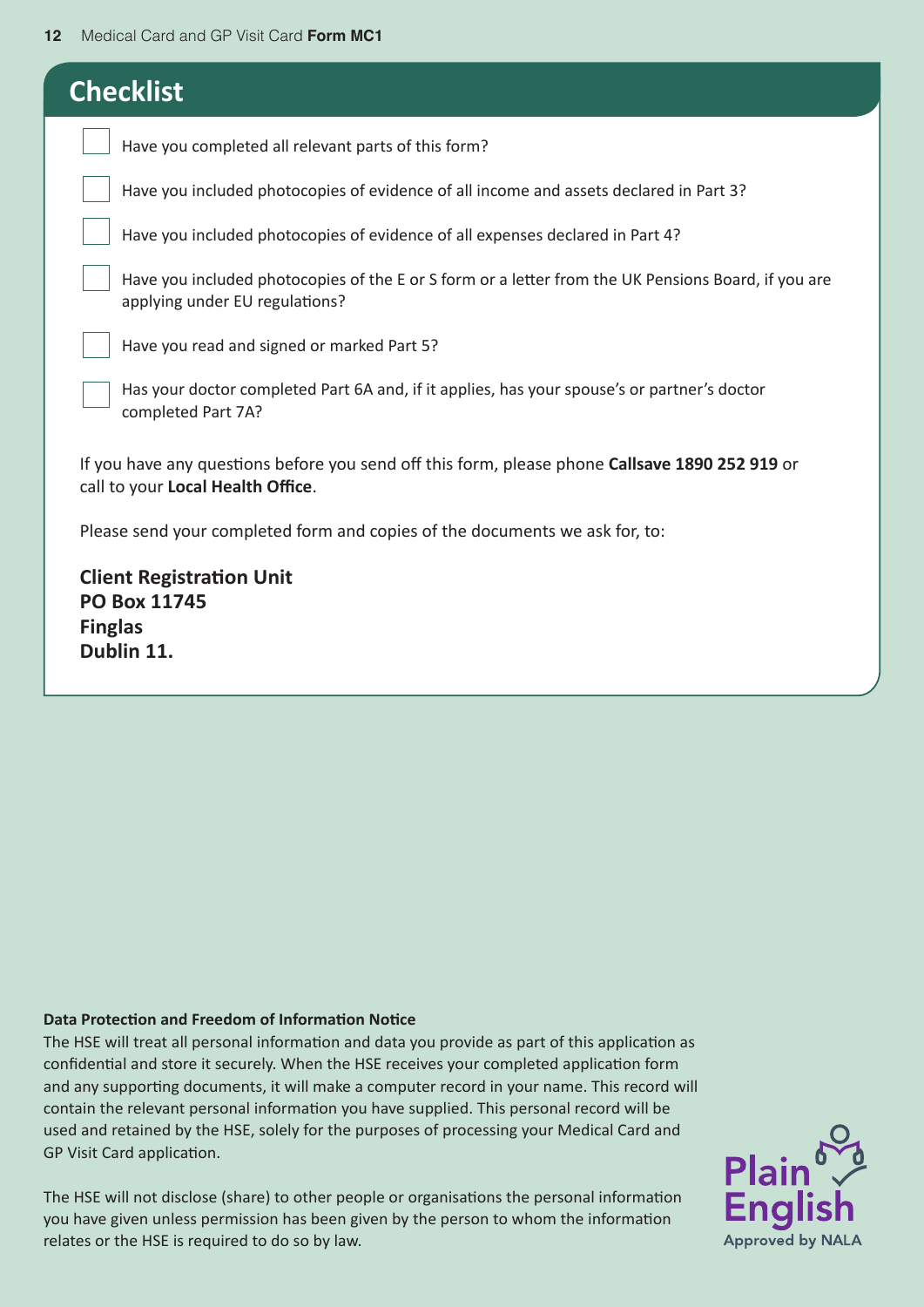## Checklist

- [ ] Have you completed all relevant parts of this form?
- [ ] Have you included photocopies of evidence of all income and assets declared in Part 3?
- [ ] Have you included photocopies of evidence of all expenses declared in Part 4?
- [ ] Have you included photocopies of the E or S form or a letter from the UK Pensions Board, if you are applying under EU regulations?
- [ ] Have you read and signed or marked Part 5?
- [ ] Has your doctor completed Part 6A and, if it applies, has your spouse's or partner's doctor completed Part 7A?

If you have any questions before you send off this form, please phone **Callsave 1890 252 919** or call to your **Local Health Office**.

Please send your completed form and copies of the documents we ask for, to:

**Client Registration Unit**
**PO Box 11745**
**Finglas**
**Dublin 11.**

**Data Protection and Freedom of Information Notice**

The HSE will treat all personal information and data you provide as part of this application as confidential and store it securely. When the HSE receives your completed application form and any supporting documents, it will make a computer record in your name. This record will contain the relevant personal information you have supplied. This personal record will be used and retained by the HSE, solely for the purposes of processing your Medical Card and GP Visit Card application.

The HSE will not disclose (share) to other people or organisations the personal information you have given unless permission has been given by the person to whom the information relates or the HSE is required to do so by law.

Plain English
Approved by NALA